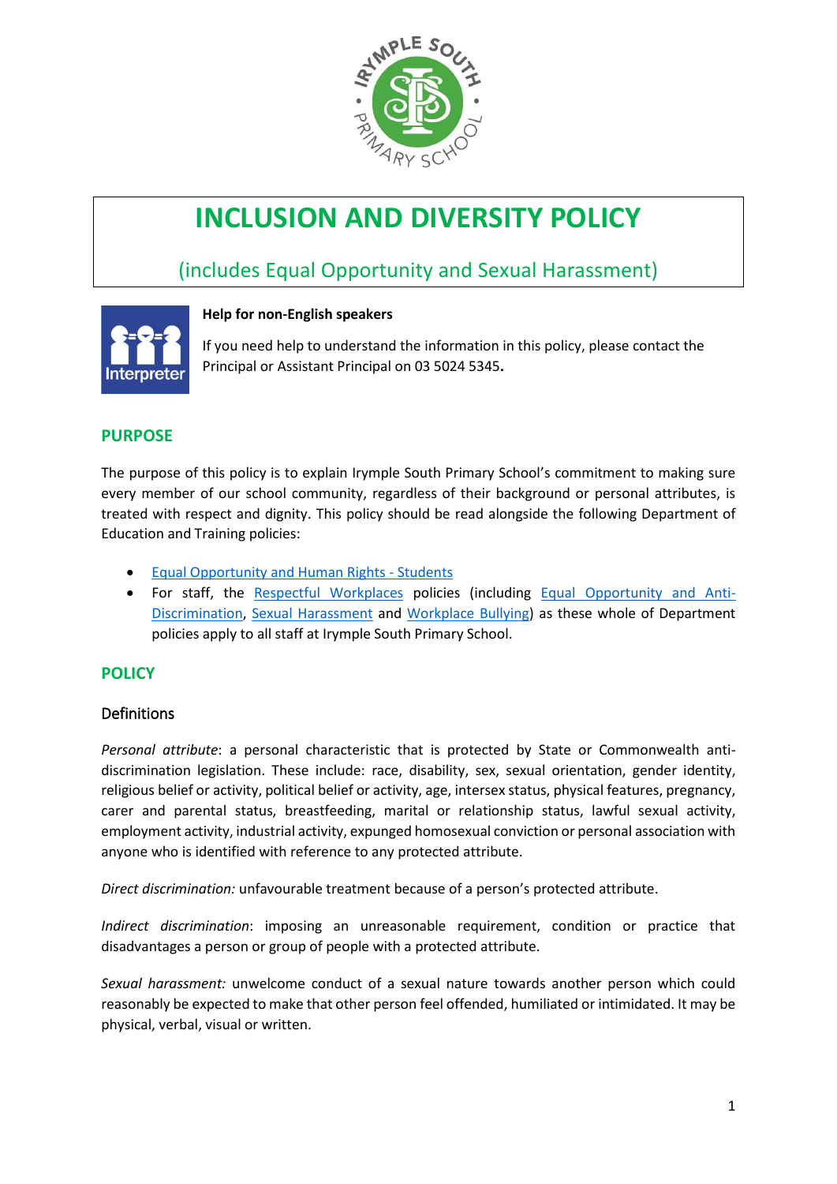# INCLUSION AND DIVERSITY POLICY

## (includes Equal Opportunity and Sexual Harassment)

**Help for non-English speakers**

If you need help to understand the information in this policy, please contact the Principal or Assistant Principal on 03 5024 5345.

## PURPOSE

The purpose of this policy is to explain Irymple South Primary School's commitment to making sure every member of our school community, regardless of their background or personal attributes, is treated with respect and dignity. This policy should be read alongside the following Department of Education and Training policies:

- Equal Opportunity and Human Rights - Students
- For staff, the Respectful Workplaces policies (including Equal Opportunity and Anti-Discrimination, Sexual Harassment and Workplace Bullying) as these whole of Department policies apply to all staff at Irymple South Primary School.

## POLICY

### Definitions

*Personal attribute*: a personal characteristic that is protected by State or Commonwealth anti-discrimination legislation. These include: race, disability, sex, sexual orientation, gender identity, religious belief or activity, political belief or activity, age, intersex status, physical features, pregnancy, carer and parental status, breastfeeding, marital or relationship status, lawful sexual activity, employment activity, industrial activity, expunged homosexual conviction or personal association with anyone who is identified with reference to any protected attribute.

*Direct discrimination:* unfavourable treatment because of a person's protected attribute.

*Indirect discrimination*: imposing an unreasonable requirement, condition or practice that disadvantages a person or group of people with a protected attribute.

*Sexual harassment:* unwelcome conduct of a sexual nature towards another person which could reasonably be expected to make that other person feel offended, humiliated or intimidated. It may be physical, verbal, visual or written.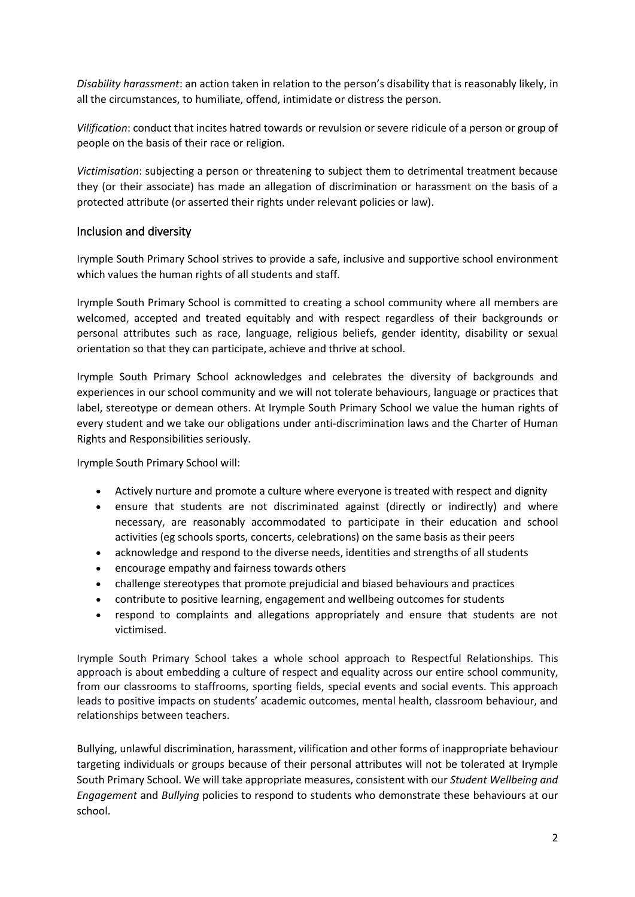*Disability harassment*: an action taken in relation to the person's disability that is reasonably likely, in all the circumstances, to humiliate, offend, intimidate or distress the person.

*Vilification*: conduct that incites hatred towards or revulsion or severe ridicule of a person or group of people on the basis of their race or religion.

*Victimisation*: subjecting a person or threatening to subject them to detrimental treatment because they (or their associate) has made an allegation of discrimination or harassment on the basis of a protected attribute (or asserted their rights under relevant policies or law).

## Inclusion and diversity

Irymple South Primary School strives to provide a safe, inclusive and supportive school environment which values the human rights of all students and staff.

Irymple South Primary School is committed to creating a school community where all members are welcomed, accepted and treated equitably and with respect regardless of their backgrounds or personal attributes such as race, language, religious beliefs, gender identity, disability or sexual orientation so that they can participate, achieve and thrive at school.

Irymple South Primary School acknowledges and celebrates the diversity of backgrounds and experiences in our school community and we will not tolerate behaviours, language or practices that label, stereotype or demean others. At Irymple South Primary School we value the human rights of every student and we take our obligations under anti-discrimination laws and the Charter of Human Rights and Responsibilities seriously.

Irymple South Primary School will:

- Actively nurture and promote a culture where everyone is treated with respect and dignity
- ensure that students are not discriminated against (directly or indirectly) and where necessary, are reasonably accommodated to participate in their education and school activities (eg schools sports, concerts, celebrations) on the same basis as their peers
- acknowledge and respond to the diverse needs, identities and strengths of all students
- encourage empathy and fairness towards others
- challenge stereotypes that promote prejudicial and biased behaviours and practices
- contribute to positive learning, engagement and wellbeing outcomes for students
- respond to complaints and allegations appropriately and ensure that students are not victimised.

Irymple South Primary School takes a whole school approach to Respectful Relationships. This approach is about embedding a culture of respect and equality across our entire school community, from our classrooms to staffrooms, sporting fields, special events and social events. This approach leads to positive impacts on students' academic outcomes, mental health, classroom behaviour, and relationships between teachers.

Bullying, unlawful discrimination, harassment, vilification and other forms of inappropriate behaviour targeting individuals or groups because of their personal attributes will not be tolerated at Irymple South Primary School. We will take appropriate measures, consistent with our *Student Wellbeing and Engagement* and *Bullying* policies to respond to students who demonstrate these behaviours at our school.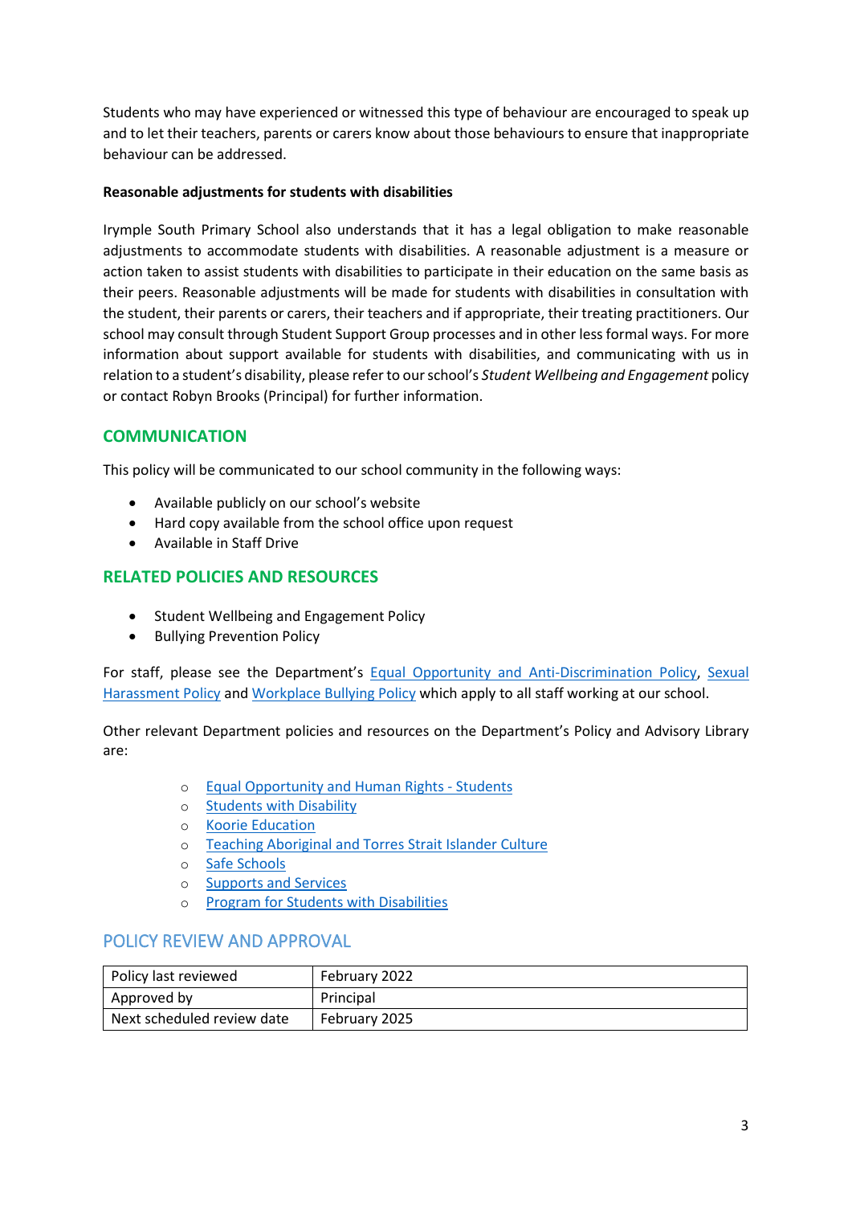Students who may have experienced or witnessed this type of behaviour are encouraged to speak up and to let their teachers, parents or carers know about those behaviours to ensure that inappropriate behaviour can be addressed.

**Reasonable adjustments for students with disabilities**

Irymple South Primary School also understands that it has a legal obligation to make reasonable adjustments to accommodate students with disabilities. A reasonable adjustment is a measure or action taken to assist students with disabilities to participate in their education on the same basis as their peers. Reasonable adjustments will be made for students with disabilities in consultation with the student, their parents or carers, their teachers and if appropriate, their treating practitioners. Our school may consult through Student Support Group processes and in other less formal ways. For more information about support available for students with disabilities, and communicating with us in relation to a student's disability, please refer to our school's *Student Wellbeing and Engagement* policy or contact Robyn Brooks (Principal) for further information.

## COMMUNICATION

This policy will be communicated to our school community in the following ways:

- Available publicly on our school's website
- Hard copy available from the school office upon request
- Available in Staff Drive

## RELATED POLICIES AND RESOURCES

- Student Wellbeing and Engagement Policy
- Bullying Prevention Policy

For staff, please see the Department's Equal Opportunity and Anti-Discrimination Policy, Sexual Harassment Policy and Workplace Bullying Policy which apply to all staff working at our school.

Other relevant Department policies and resources on the Department's Policy and Advisory Library are:

- Equal Opportunity and Human Rights - Students
- Students with Disability
- Koorie Education
- Teaching Aboriginal and Torres Strait Islander Culture
- Safe Schools
- Supports and Services
- Program for Students with Disabilities

## POLICY REVIEW AND APPROVAL

| | |
|---|---|
| Policy last reviewed | February 2022 |
| Approved by | Principal |
| Next scheduled review date | February 2025 |